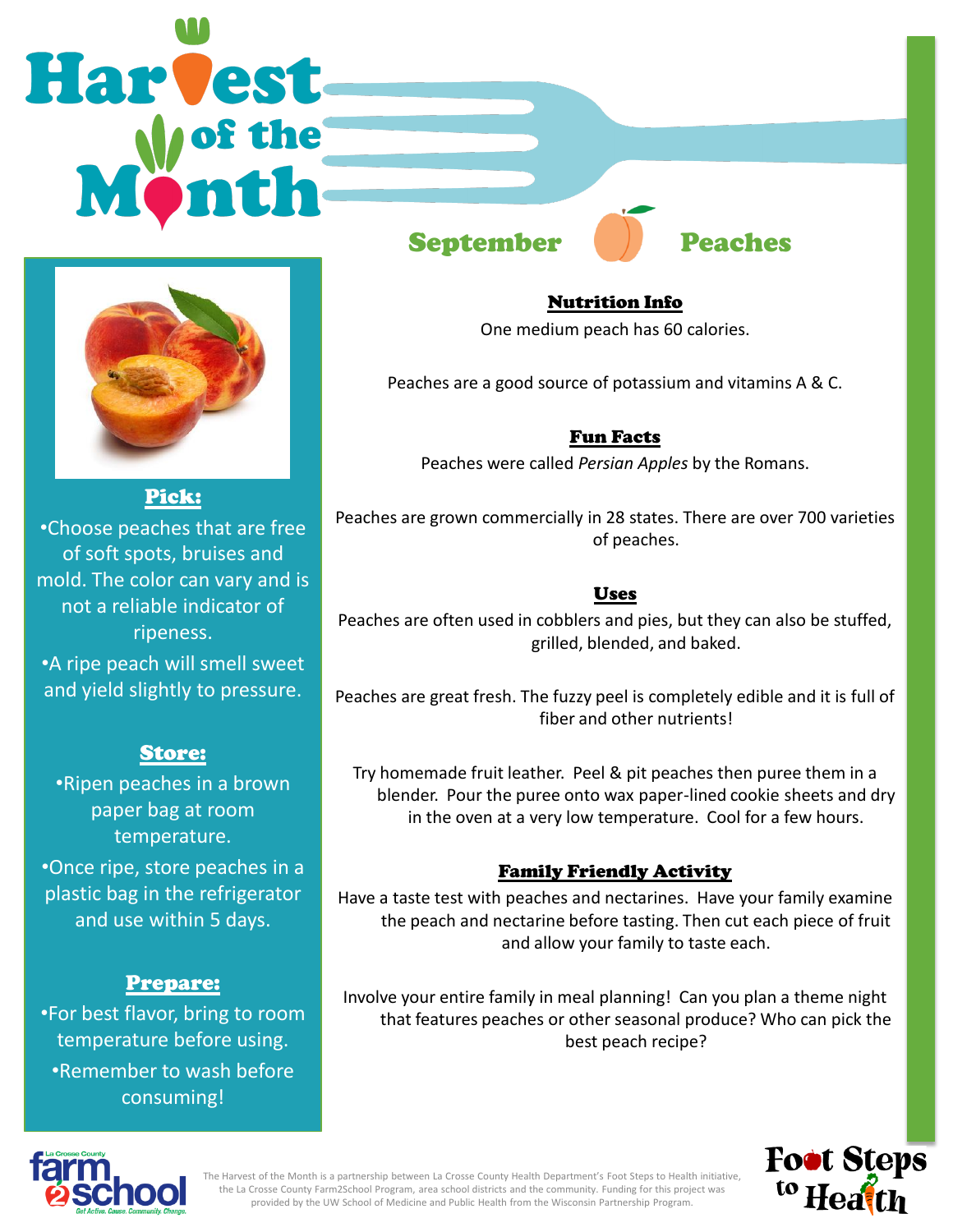# Harvest of the Month

## September — Peaches

### Pick:

- Choose peaches that are free of soft spots, bruises and mold. The color can vary and is not a reliable indicator of ripeness.
- A ripe peach will smell sweet and yield slightly to pressure.

### Store:

- Ripen peaches in a brown paper bag at room temperature.
- Once ripe, store peaches in a plastic bag in the refrigerator and use within 5 days.

### Prepare:

- For best flavor, bring to room temperature before using.
- Remember to wash before consuming!

### Nutrition Info

One medium peach has 60 calories.

Peaches are a good source of potassium and vitamins A & C.

### Fun Facts

Peaches were called *Persian Apples* by the Romans.

Peaches are grown commercially in 28 states. There are over 700 varieties of peaches.

### Uses

Peaches are often used in cobblers and pies, but they can also be stuffed, grilled, blended, and baked.

Peaches are great fresh. The fuzzy peel is completely edible and it is full of fiber and other nutrients!

Try homemade fruit leather. Peel & pit peaches then puree them in a blender. Pour the puree onto wax paper-lined cookie sheets and dry in the oven at a very low temperature. Cool for a few hours.

### Family Friendly Activity

Have a taste test with peaches and nectarines. Have your family examine the peach and nectarine before tasting. Then cut each piece of fruit and allow your family to taste each.

Involve your entire family in meal planning! Can you plan a theme night that features peaches or other seasonal produce? Who can pick the best peach recipe?

La Crosse County farm2school — Get Active. Cause. Community. Change.

The Harvest of the Month is a partnership between La Crosse County Health Department's Foot Steps to Health initiative, the La Crosse County Farm2School Program, area school districts and the community. Funding for this project was provided by the UW School of Medicine and Public Health from the Wisconsin Partnership Program.

Foot Steps to Health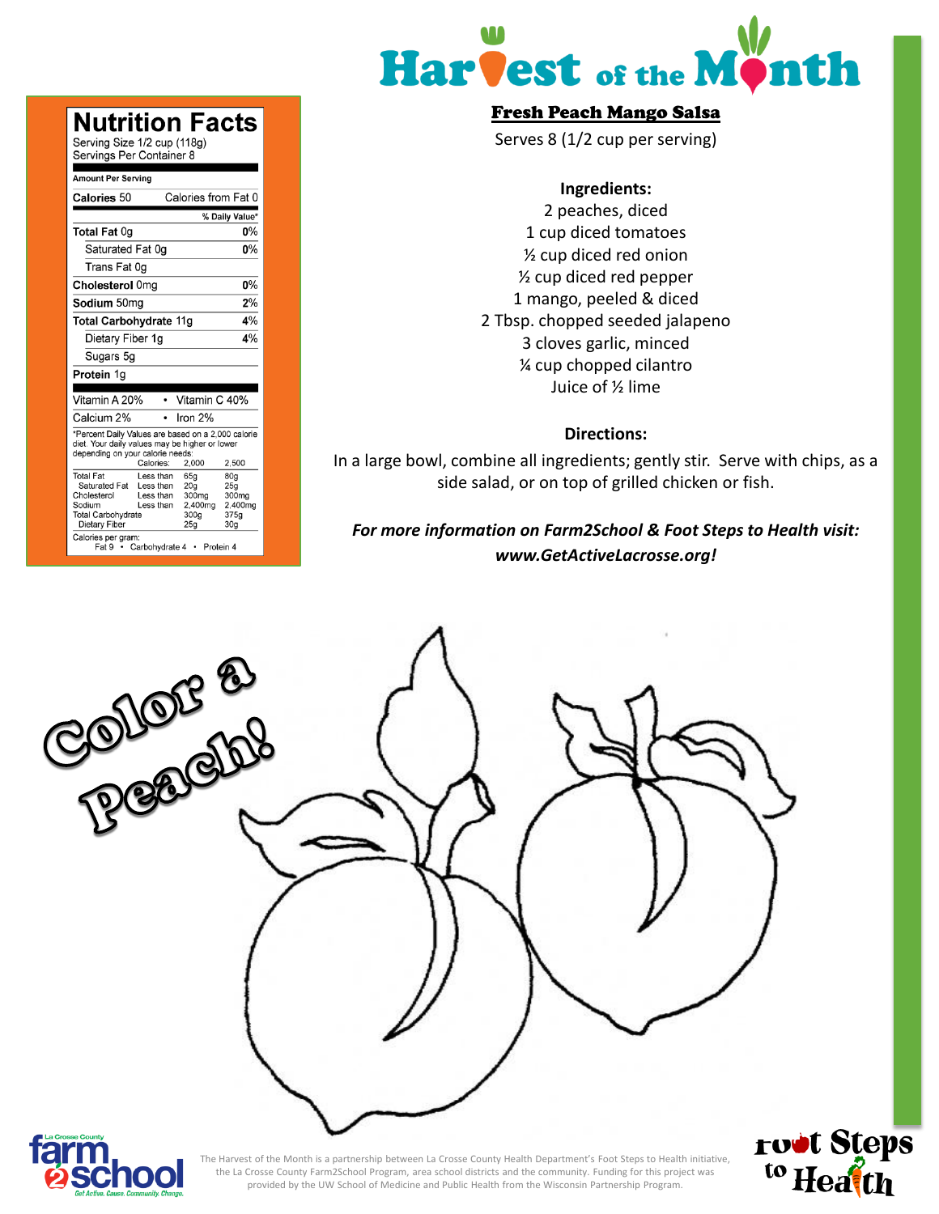# Harvest of the Month

## Nutrition Facts

Serving Size 1/2 cup (118g)
Servings Per Container 8

| Amount Per Serving | |
|---|---|
| **Calories** 50 | Calories from Fat 0 |
| | % Daily Value* |
| **Total Fat** 0g | 0% |
| Saturated Fat 0g | 0% |
| Trans Fat 0g | |
| **Cholesterol** 0mg | 0% |
| **Sodium** 50mg | 2% |
| **Total Carbohydrate** 11g | 4% |
| Dietary Fiber 1g | 4% |
| Sugars 5g | |
| **Protein** 1g | |

Vitamin A 20% • Vitamin C 40%
Calcium 2% • Iron 2%

*Percent Daily Values are based on a 2,000 calorie diet. Your daily values may be higher or lower depending on your calorie needs:

| | Calories: | 2,000 | 2,500 |
|---|---|---|---|
| Total Fat | Less than | 65g | 80g |
| Saturated Fat | Less than | 20g | 25g |
| Cholesterol | Less than | 300mg | 300mg |
| Sodium | Less than | 2,400mg | 2,400mg |
| Total Carbohydrate | | 300g | 375g |
| Dietary Fiber | | 25g | 30g |

Calories per gram:
Fat 9 • Carbohydrate 4 • Protein 4

## Fresh Peach Mango Salsa

Serves 8 (1/2 cup per serving)

**Ingredients:**

2 peaches, diced
1 cup diced tomatoes
½ cup diced red onion
½ cup diced red pepper
1 mango, peeled & diced
2 Tbsp. chopped seeded jalapeno
3 cloves garlic, minced
¼ cup chopped cilantro
Juice of ½ lime

**Directions:**

In a large bowl, combine all ingredients; gently stir. Serve with chips, as a side salad, or on top of grilled chicken or fish.

***For more information on Farm2School & Foot Steps to Health visit: www.GetActiveLacrosse.org!***

Color a Peach!

La Crosse County farm 2 school — Get Active. Cause. Community. Change.

The Harvest of the Month is a partnership between La Crosse County Health Department's Foot Steps to Health initiative, the La Crosse County Farm2School Program, area school districts and the community. Funding for this project was provided by the UW School of Medicine and Public Health from the Wisconsin Partnership Program.

Foot Steps to Health